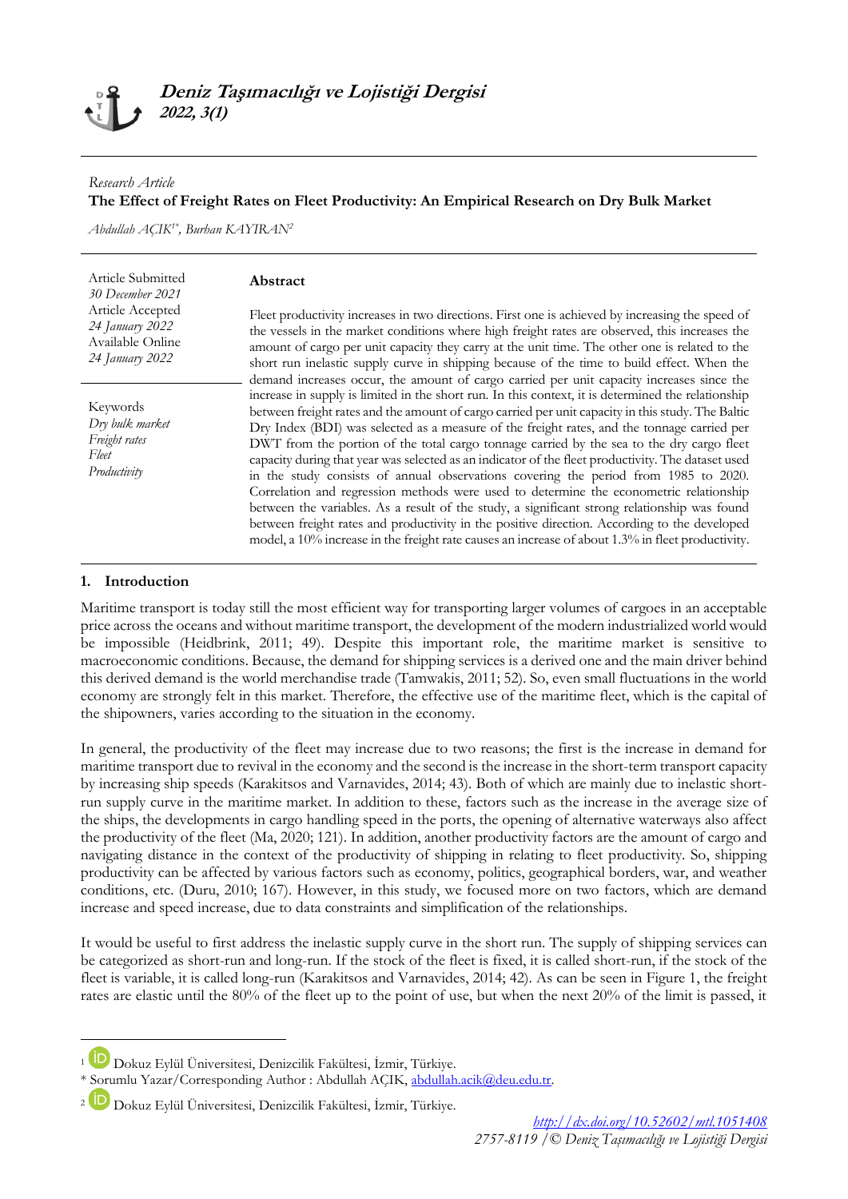**Deniz Taşımacılığı ve Lojistiği Dergisi**
***2022, 3(1)***

*Research Article*

# The Effect of Freight Rates on Fleet Productivity: An Empirical Research on Dry Bulk Market

*Abdullah AÇIK[1*], Burhan KAYIRAN[2]*

Article Submitted
*30 December 2021*
Article Accepted
*24 January 2022*
Available Online
*24 January 2022*

Keywords
*Dry bulk market*
*Freight rates*
*Fleet*
*Productivity*

## Abstract

Fleet productivity increases in two directions. First one is achieved by increasing the speed of the vessels in the market conditions where high freight rates are observed, this increases the amount of cargo per unit capacity they carry at the unit time. The other one is related to the short run inelastic supply curve in shipping because of the time to build effect. When the demand increases occur, the amount of cargo carried per unit capacity increases since the increase in supply is limited in the short run. In this context, it is determined the relationship between freight rates and the amount of cargo carried per unit capacity in this study. The Baltic Dry Index (BDI) was selected as a measure of the freight rates, and the tonnage carried per DWT from the portion of the total cargo tonnage carried by the sea to the dry cargo fleet capacity during that year was selected as an indicator of the fleet productivity. The dataset used in the study consists of annual observations covering the period from 1985 to 2020. Correlation and regression methods were used to determine the econometric relationship between the variables. As a result of the study, a significant strong relationship was found between freight rates and productivity in the positive direction. According to the developed model, a 10% increase in the freight rate causes an increase of about 1.3% in fleet productivity.

## 1. Introduction

Maritime transport is today still the most efficient way for transporting larger volumes of cargoes in an acceptable price across the oceans and without maritime transport, the development of the modern industrialized world would be impossible (Heidbrink, 2011; 49). Despite this important role, the maritime market is sensitive to macroeconomic conditions. Because, the demand for shipping services is a derived one and the main driver behind this derived demand is the world merchandise trade (Tamwakis, 2011; 52). So, even small fluctuations in the world economy are strongly felt in this market. Therefore, the effective use of the maritime fleet, which is the capital of the shipowners, varies according to the situation in the economy.

In general, the productivity of the fleet may increase due to two reasons; the first is the increase in demand for maritime transport due to revival in the economy and the second is the increase in the short-term transport capacity by increasing ship speeds (Karakitsos and Varnavides, 2014; 43). Both of which are mainly due to inelastic short-run supply curve in the maritime market. In addition to these, factors such as the increase in the average size of the ships, the developments in cargo handling speed in the ports, the opening of alternative waterways also affect the productivity of the fleet (Ma, 2020; 121). In addition, another productivity factors are the amount of cargo and navigating distance in the context of the productivity of shipping in relating to fleet productivity. So, shipping productivity can be affected by various factors such as economy, politics, geographical borders, war, and weather conditions, etc. (Duru, 2010; 167). However, in this study, we focused more on two factors, which are demand increase and speed increase, due to data constraints and simplification of the relationships.

It would be useful to first address the inelastic supply curve in the short run. The supply of shipping services can be categorized as short-run and long-run. If the stock of the fleet is fixed, it is called short-run, if the stock of the fleet is variable, it is called long-run (Karakitsos and Varnavides, 2014; 42). As can be seen in Figure 1, the freight rates are elastic until the 80% of the fleet up to the point of use, but when the next 20% of the limit is passed, it

---

[1] Dokuz Eylül Üniversitesi, Denizcilik Fakültesi, İzmir, Türkiye.
* Sorumlu Yazar/Corresponding Author : Abdullah AÇIK, abdullah.acik@deu.edu.tr.
[2] Dokuz Eylül Üniversitesi, Denizcilik Fakültesi, İzmir, Türkiye.

http://dx.doi.org/10.52602/mtl.1051408
2757-8119 /© Deniz Taşımacılığı ve Lojistiği Dergisi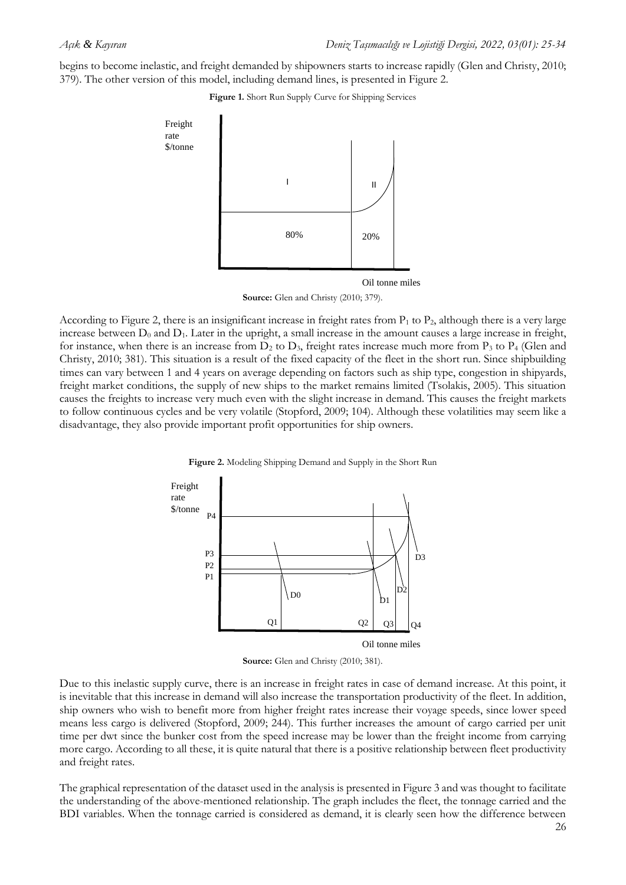begins to become inelastic, and freight demanded by shipowners starts to increase rapidly (Glen and Christy, 2010; 379). The other version of this model, including demand lines, is presented in Figure 2.

**Figure 1.** Short Run Supply Curve for Shipping Services

**Source:** Glen and Christy (2010; 379).

According to Figure 2, there is an insignificant increase in freight rates from $P_1$ to $P_2$, although there is a very large increase between $D_0$ and $D_1$. Later in the upright, a small increase in the amount causes a large increase in freight, for instance, when there is an increase from $D_2$ to $D_3$, freight rates increase much more from $P_3$ to $P_4$ (Glen and Christy, 2010; 381). This situation is a result of the fixed capacity of the fleet in the short run. Since shipbuilding times can vary between 1 and 4 years on average depending on factors such as ship type, congestion in shipyards, freight market conditions, the supply of new ships to the market remains limited (Tsolakis, 2005). This situation causes the freights to increase very much even with the slight increase in demand. This causes the freight markets to follow continuous cycles and be very volatile (Stopford, 2009; 104). Although these volatilities may seem like a disadvantage, they also provide important profit opportunities for ship owners.

**Figure 2.** Modeling Shipping Demand and Supply in the Short Run

**Source:** Glen and Christy (2010; 381).

Due to this inelastic supply curve, there is an increase in freight rates in case of demand increase. At this point, it is inevitable that this increase in demand will also increase the transportation productivity of the fleet. In addition, ship owners who wish to benefit more from higher freight rates increase their voyage speeds, since lower speed means less cargo is delivered (Stopford, 2009; 244). This further increases the amount of cargo carried per unit time per dwt since the bunker cost from the speed increase may be lower than the freight income from carrying more cargo. According to all these, it is quite natural that there is a positive relationship between fleet productivity and freight rates.

The graphical representation of the dataset used in the analysis is presented in Figure 3 and was thought to facilitate the understanding of the above-mentioned relationship. The graph includes the fleet, the tonnage carried and the BDI variables. When the tonnage carried is considered as demand, it is clearly seen how the difference between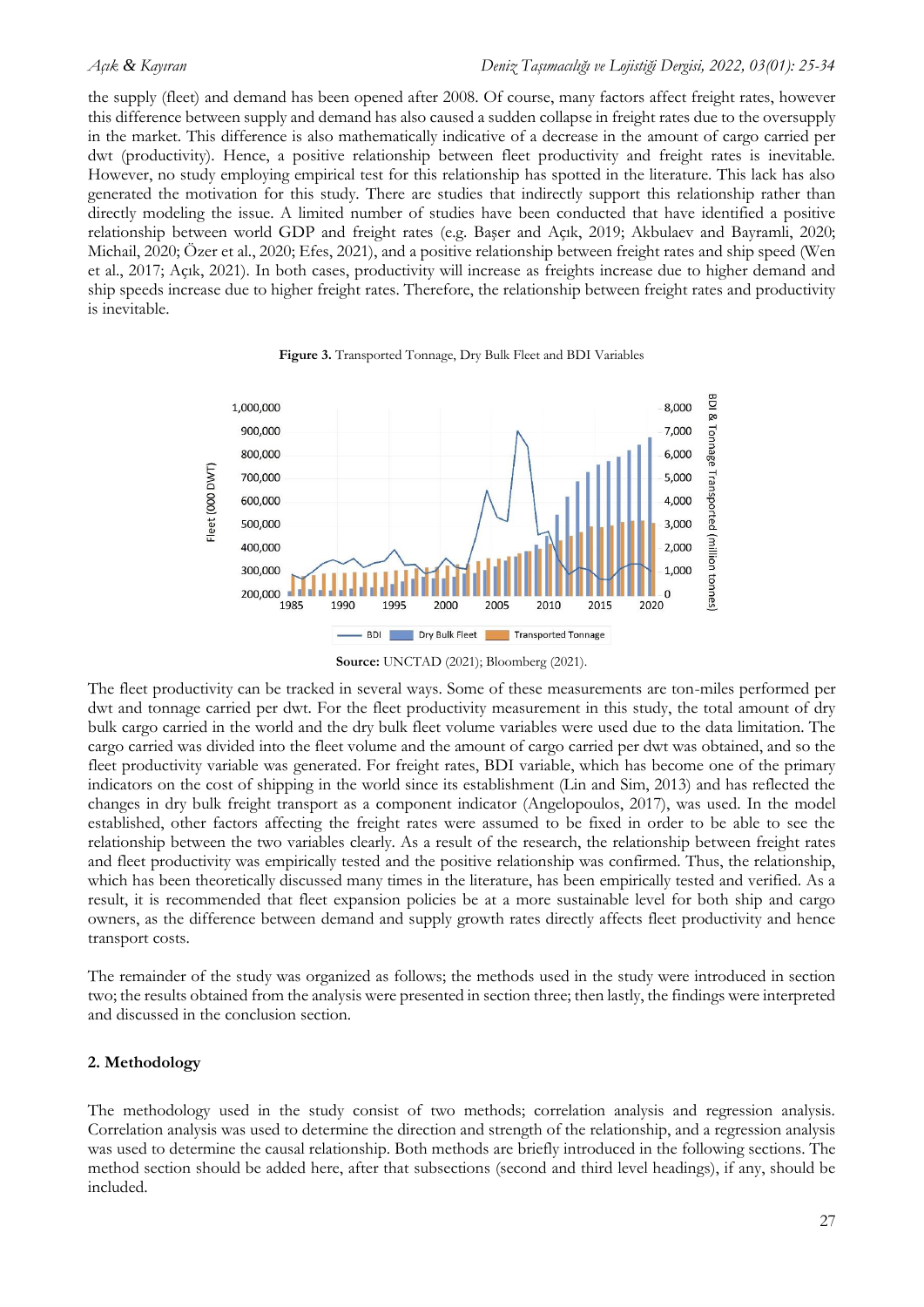the supply (fleet) and demand has been opened after 2008. Of course, many factors affect freight rates, however this difference between supply and demand has also caused a sudden collapse in freight rates due to the oversupply in the market. This difference is also mathematically indicative of a decrease in the amount of cargo carried per dwt (productivity). Hence, a positive relationship between fleet productivity and freight rates is inevitable. However, no study employing empirical test for this relationship has spotted in the literature. This lack has also generated the motivation for this study. There are studies that indirectly support this relationship rather than directly modeling the issue. A limited number of studies have been conducted that have identified a positive relationship between world GDP and freight rates (e.g. Başer and Açık, 2019; Akbulaev and Bayramli, 2020; Michail, 2020; Özer et al., 2020; Efes, 2021), and a positive relationship between freight rates and ship speed (Wen et al., 2017; Açık, 2021). In both cases, productivity will increase as freights increase due to higher demand and ship speeds increase due to higher freight rates. Therefore, the relationship between freight rates and productivity is inevitable.

**Figure 3.** Transported Tonnage, Dry Bulk Fleet and BDI Variables

**Source:** UNCTAD (2021); Bloomberg (2021).

The fleet productivity can be tracked in several ways. Some of these measurements are ton-miles performed per dwt and tonnage carried per dwt. For the fleet productivity measurement in this study, the total amount of dry bulk cargo carried in the world and the dry bulk fleet volume variables were used due to the data limitation. The cargo carried was divided into the fleet volume and the amount of cargo carried per dwt was obtained, and so the fleet productivity variable was generated. For freight rates, BDI variable, which has become one of the primary indicators on the cost of shipping in the world since its establishment (Lin and Sim, 2013) and has reflected the changes in dry bulk freight transport as a component indicator (Angelopoulos, 2017), was used. In the model established, other factors affecting the freight rates were assumed to be fixed in order to be able to see the relationship between the two variables clearly. As a result of the research, the relationship between freight rates and fleet productivity was empirically tested and the positive relationship was confirmed. Thus, the relationship, which has been theoretically discussed many times in the literature, has been empirically tested and verified. As a result, it is recommended that fleet expansion policies be at a more sustainable level for both ship and cargo owners, as the difference between demand and supply growth rates directly affects fleet productivity and hence transport costs.

The remainder of the study was organized as follows; the methods used in the study were introduced in section two; the results obtained from the analysis were presented in section three; then lastly, the findings were interpreted and discussed in the conclusion section.

## 2. Methodology

The methodology used in the study consist of two methods; correlation analysis and regression analysis. Correlation analysis was used to determine the direction and strength of the relationship, and a regression analysis was used to determine the causal relationship. Both methods are briefly introduced in the following sections. The method section should be added here, after that subsections (second and third level headings), if any, should be included.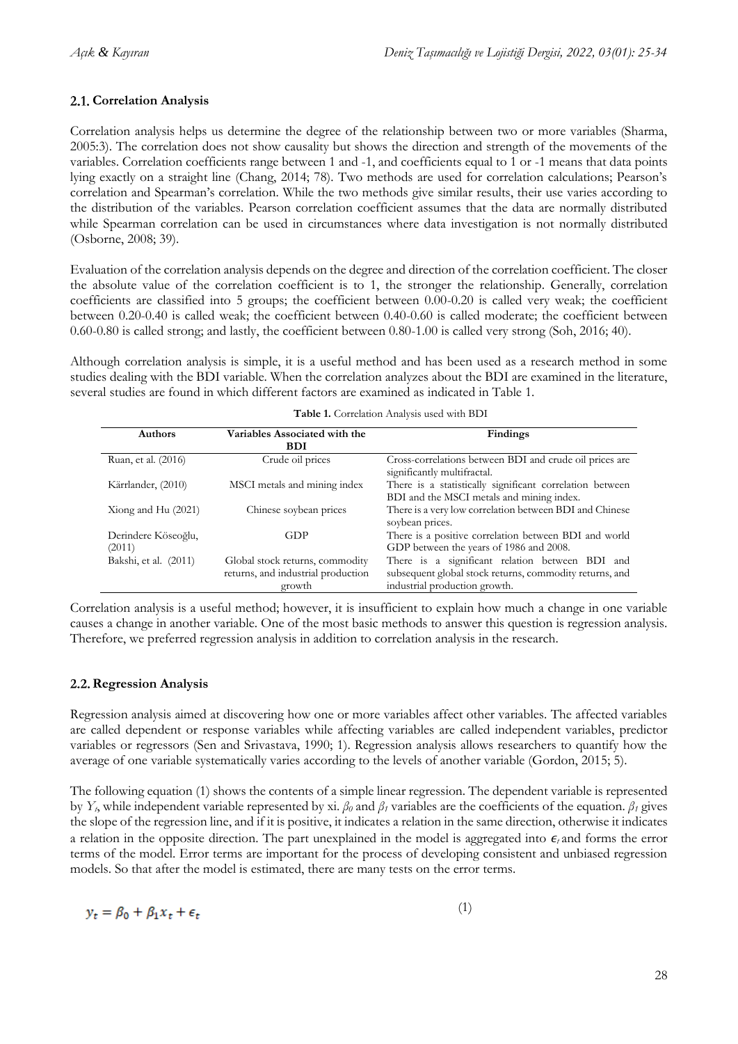## 2.1. Correlation Analysis

Correlation analysis helps us determine the degree of the relationship between two or more variables (Sharma, 2005:3). The correlation does not show causality but shows the direction and strength of the movements of the variables. Correlation coefficients range between 1 and -1, and coefficients equal to 1 or -1 means that data points lying exactly on a straight line (Chang, 2014; 78). Two methods are used for correlation calculations; Pearson's correlation and Spearman's correlation. While the two methods give similar results, their use varies according to the distribution of the variables. Pearson correlation coefficient assumes that the data are normally distributed while Spearman correlation can be used in circumstances where data investigation is not normally distributed (Osborne, 2008; 39).

Evaluation of the correlation analysis depends on the degree and direction of the correlation coefficient. The closer the absolute value of the correlation coefficient is to 1, the stronger the relationship. Generally, correlation coefficients are classified into 5 groups; the coefficient between 0.00-0.20 is called very weak; the coefficient between 0.20-0.40 is called weak; the coefficient between 0.40-0.60 is called moderate; the coefficient between 0.60-0.80 is called strong; and lastly, the coefficient between 0.80-1.00 is called very strong (Soh, 2016; 40).

Although correlation analysis is simple, it is a useful method and has been used as a research method in some studies dealing with the BDI variable. When the correlation analyzes about the BDI are examined in the literature, several studies are found in which different factors are examined as indicated in Table 1.

**Table 1.** Correlation Analysis used with BDI

| Authors | Variables Associated with the BDI | Findings |
|---|---|---|
| Ruan, et al. (2016) | Crude oil prices | Cross-correlations between BDI and crude oil prices are significantly multifractal. |
| Kärrlander, (2010) | MSCI metals and mining index | There is a statistically significant correlation between BDI and the MSCI metals and mining index. |
| Xiong and Hu (2021) | Chinese soybean prices | There is a very low correlation between BDI and Chinese soybean prices. |
| Derindere Köseoğlu, (2011) | GDP | There is a positive correlation between BDI and world GDP between the years of 1986 and 2008. |
| Bakshi, et al. (2011) | Global stock returns, commodity returns, and industrial production growth | There is a significant relation between BDI and subsequent global stock returns, commodity returns, and industrial production growth. |

Correlation analysis is a useful method; however, it is insufficient to explain how much a change in one variable causes a change in another variable. One of the most basic methods to answer this question is regression analysis. Therefore, we preferred regression analysis in addition to correlation analysis in the research.

## 2.2. Regression Analysis

Regression analysis aimed at discovering how one or more variables affect other variables. The affected variables are called dependent or response variables while affecting variables are called independent variables, predictor variables or regressors (Sen and Srivastava, 1990; 1). Regression analysis allows researchers to quantify how the average of one variable systematically varies according to the levels of another variable (Gordon, 2015; 5).

The following equation (1) shows the contents of a simple linear regression. The dependent variable is represented by $Y_t$, while independent variable represented by xi. $\beta_0$ and $\beta_1$ variables are the coefficients of the equation. $\beta_1$ gives the slope of the regression line, and if it is positive, it indicates a relation in the same direction, otherwise it indicates a relation in the opposite direction. The part unexplained in the model is aggregated into $\epsilon_t$ and forms the error terms of the model. Error terms are important for the process of developing consistent and unbiased regression models. So that after the model is estimated, there are many tests on the error terms.

$$y_t = \beta_0 + \beta_1 x_t + \epsilon_t \tag{1}$$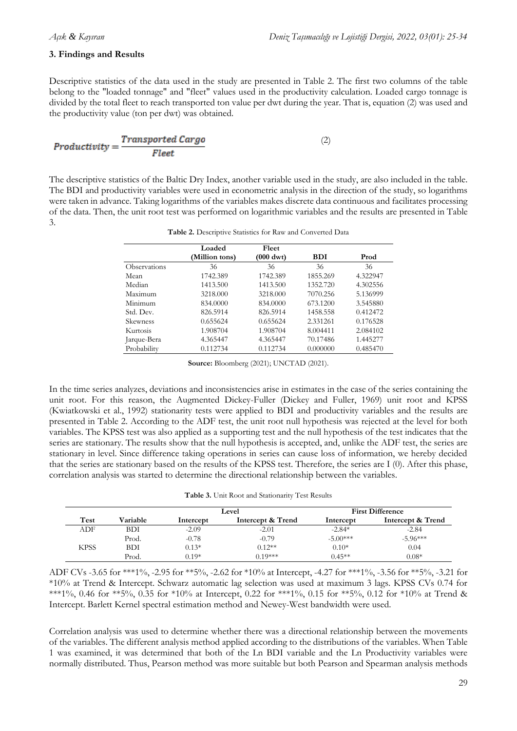## 3. Findings and Results

Descriptive statistics of the data used in the study are presented in Table 2. The first two columns of the table belong to the "loaded tonnage" and "fleet" values used in the productivity calculation. Loaded cargo tonnage is divided by the total fleet to reach transported ton value per dwt during the year. That is, equation (2) was used and the productivity value (ton per dwt) was obtained.

$$Productivity = \frac{Transported\ Cargo}{Fleet} \tag{2}$$

The descriptive statistics of the Baltic Dry Index, another variable used in the study, are also included in the table. The BDI and productivity variables were used in econometric analysis in the direction of the study, so logarithms were taken in advance. Taking logarithms of the variables makes discrete data continuous and facilitates processing of the data. Then, the unit root test was performed on logarithmic variables and the results are presented in Table 3.

**Table 2.** Descriptive Statistics for Raw and Converted Data

| | Loaded (Million tons) | Fleet (000 dwt) | BDI | Prod |
|---|---|---|---|---|
| Observations | 36 | 36 | 36 | 36 |
| Mean | 1742.389 | 1742.389 | 1855.269 | 4.322947 |
| Median | 1413.500 | 1413.500 | 1352.720 | 4.302556 |
| Maximum | 3218.000 | 3218.000 | 7070.256 | 5.136999 |
| Minimum | 834.0000 | 834.0000 | 673.1200 | 3.545880 |
| Std. Dev. | 826.5914 | 826.5914 | 1458.558 | 0.412472 |
| Skewness | 0.655624 | 0.655624 | 2.331261 | 0.176528 |
| Kurtosis | 1.908704 | 1.908704 | 8.004411 | 2.084102 |
| Jarque-Bera | 4.365447 | 4.365447 | 70.17486 | 1.445277 |
| Probability | 0.112734 | 0.112734 | 0.000000 | 0.485470 |

**Source:** Bloomberg (2021); UNCTAD (2021).

In the time series analyzes, deviations and inconsistencies arise in estimates in the case of the series containing the unit root. For this reason, the Augmented Dickey-Fuller (Dickey and Fuller, 1969) unit root and KPSS (Kwiatkowski et al., 1992) stationarity tests were applied to BDI and productivity variables and the results are presented in Table 2. According to the ADF test, the unit root null hypothesis was rejected at the level for both variables. The KPSS test was also applied as a supporting test and the null hypothesis of the test indicates that the series are stationary. The results show that the null hypothesis is accepted, and, unlike the ADF test, the series are stationary in level. Since difference taking operations in series can cause loss of information, we hereby decided that the series are stationary based on the results of the KPSS test. Therefore, the series are I (0). After this phase, correlation analysis was started to determine the directional relationship between the variables.

**Table 3.** Unit Root and Stationarity Test Results

| | | Level | | First Difference | |
|---|---|---|---|---|---|
| Test | Variable | Intercept | Intercept & Trend | Intercept | Intercept & Trend |
| ADF | BDI | -2.09 | -2.01 | -2.84* | -2.84 |
| | Prod. | -0.78 | -0.79 | -5.00*** | -5.96*** |
| KPSS | BDI | 0.13* | 0.12** | 0.10* | 0.04 |
| | Prod. | 0.19* | 0.19*** | 0.45** | 0.08* |

ADF CVs -3.65 for ***1%, -2.95 for **5%, -2.62 for *10% at Intercept, -4.27 for ***1%, -3.56 for **5%, -3.21 for *10% at Trend & Intercept. Schwarz automatic lag selection was used at maximum 3 lags. KPSS CVs 0.74 for ***1%, 0.46 for **5%, 0.35 for *10% at Intercept, 0.22 for ***1%, 0.15 for **5%, 0.12 for *10% at Trend & Intercept. Barlett Kernel spectral estimation method and Newey-West bandwidth were used.

Correlation analysis was used to determine whether there was a directional relationship between the movements of the variables. The different analysis method applied according to the distributions of the variables. When Table 1 was examined, it was determined that both of the Ln BDI variable and the Ln Productivity variables were normally distributed. Thus, Pearson method was more suitable but both Pearson and Spearman analysis methods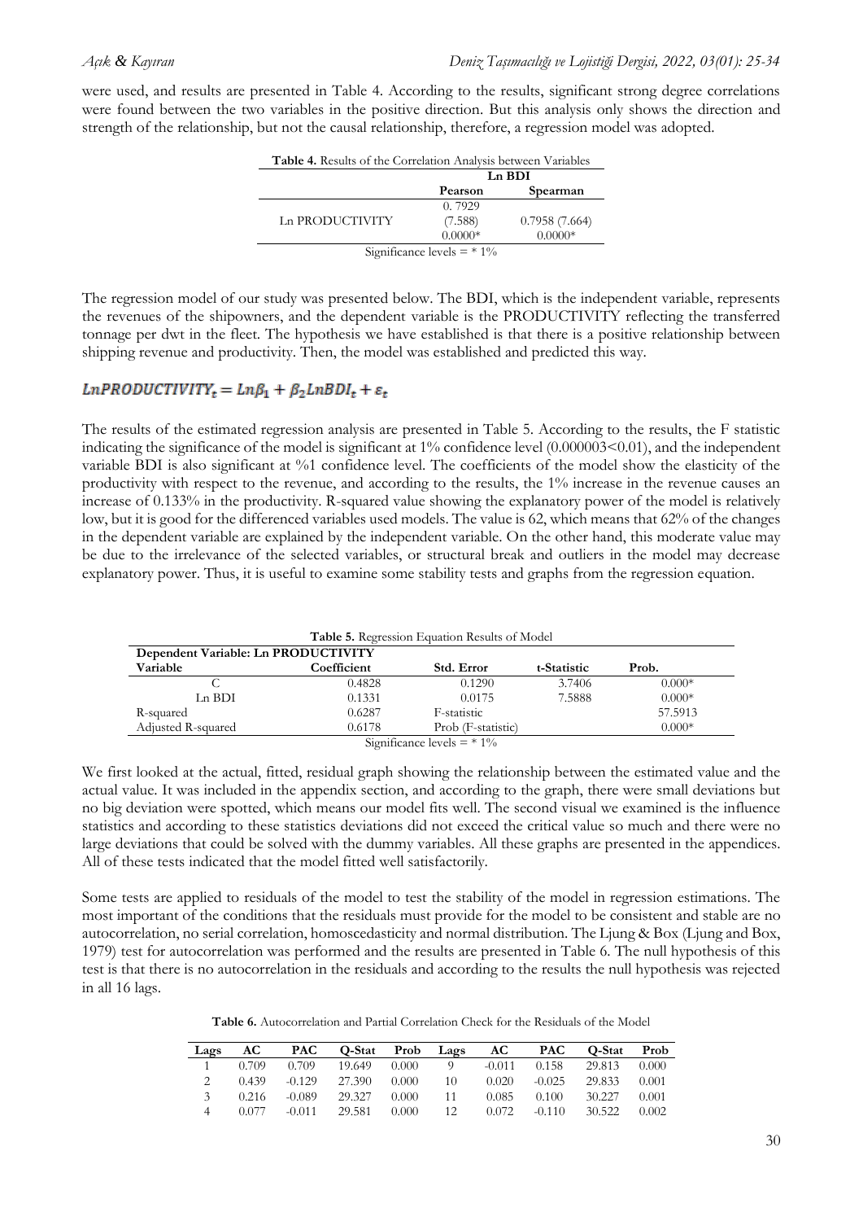were used, and results are presented in Table 4. According to the results, significant strong degree correlations were found between the two variables in the positive direction. But this analysis only shows the direction and strength of the relationship, but not the causal relationship, therefore, a regression model was adopted.

**Table 4.** Results of the Correlation Analysis between Variables

| | Ln BDI | |
|---|---|---|
| | **Pearson** | **Spearman** |
| Ln PRODUCTIVITY | 0. 7929 (7.588) 0.0000* | 0.7958 (7.664) 0.0000* |

Significance levels = * 1%

The regression model of our study was presented below. The BDI, which is the independent variable, represents the revenues of the shipowners, and the dependent variable is the PRODUCTIVITY reflecting the transferred tonnage per dwt in the fleet. The hypothesis we have established is that there is a positive relationship between shipping revenue and productivity. Then, the model was established and predicted this way.

$$LnPRODUCTIVITY_t = Ln\beta_1 + \beta_2 LnBDI_t + \varepsilon_t$$

The results of the estimated regression analysis are presented in Table 5. According to the results, the F statistic indicating the significance of the model is significant at 1% confidence level (0.000003<0.01), and the independent variable BDI is also significant at %1 confidence level. The coefficients of the model show the elasticity of the productivity with respect to the revenue, and according to the results, the 1% increase in the revenue causes an increase of 0.133% in the productivity. R-squared value showing the explanatory power of the model is relatively low, but it is good for the differenced variables used models. The value is 62, which means that 62% of the changes in the dependent variable are explained by the independent variable. On the other hand, this moderate value may be due to the irrelevance of the selected variables, or structural break and outliers in the model may decrease explanatory power. Thus, it is useful to examine some stability tests and graphs from the regression equation.

**Table 5.** Regression Equation Results of Model

| Dependent Variable: Ln PRODUCTIVITY | | | | |
|---|---|---|---|---|
| **Variable** | **Coefficient** | **Std. Error** | **t-Statistic** | **Prob.** |
| C | 0.4828 | 0.1290 | 3.7406 | 0.000* |
| Ln BDI | 0.1331 | 0.0175 | 7.5888 | 0.000* |
| R-squared | 0.6287 | F-statistic | | 57.5913 |
| Adjusted R-squared | 0.6178 | Prob (F-statistic) | | 0.000* |

Significance levels = * 1%

We first looked at the actual, fitted, residual graph showing the relationship between the estimated value and the actual value. It was included in the appendix section, and according to the graph, there were small deviations but no big deviation were spotted, which means our model fits well. The second visual we examined is the influence statistics and according to these statistics deviations did not exceed the critical value so much and there were no large deviations that could be solved with the dummy variables. All these graphs are presented in the appendices. All of these tests indicated that the model fitted well satisfactorily.

Some tests are applied to residuals of the model to test the stability of the model in regression estimations. The most important of the conditions that the residuals must provide for the model to be consistent and stable are no autocorrelation, no serial correlation, homoscedasticity and normal distribution. The Ljung & Box (Ljung and Box, 1979) test for autocorrelation was performed and the results are presented in Table 6. The null hypothesis of this test is that there is no autocorrelation in the residuals and according to the results the null hypothesis was rejected in all 16 lags.

**Table 6.** Autocorrelation and Partial Correlation Check for the Residuals of the Model

| Lags | AC | PAC | Q-Stat | Prob | Lags | AC | PAC | Q-Stat | Prob |
|---|---|---|---|---|---|---|---|---|---|
| 1 | 0.709 | 0.709 | 19.649 | 0.000 | 9 | -0.011 | 0.158 | 29.813 | 0.000 |
| 2 | 0.439 | -0.129 | 27.390 | 0.000 | 10 | 0.020 | -0.025 | 29.833 | 0.001 |
| 3 | 0.216 | -0.089 | 29.327 | 0.000 | 11 | 0.085 | 0.100 | 30.227 | 0.001 |
| 4 | 0.077 | -0.011 | 29.581 | 0.000 | 12 | 0.072 | -0.110 | 30.522 | 0.002 |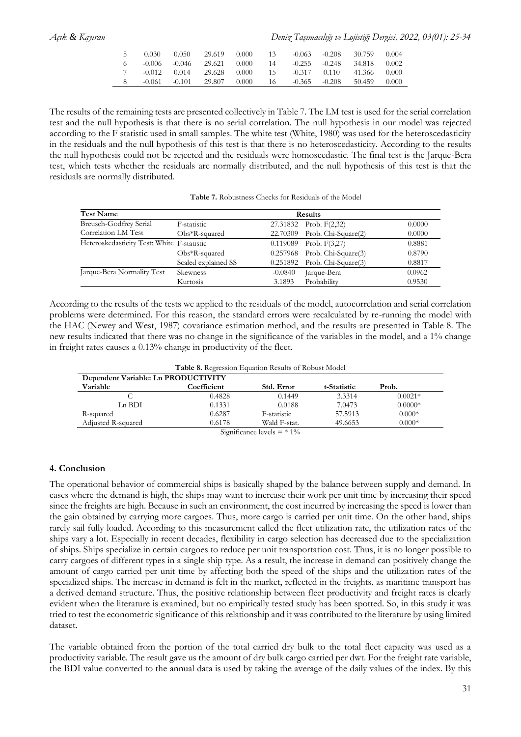| 5 | 0.030 | 0.050 | 29.619 | 0.000 | 13 | -0.063 | -0.208 | 30.759 | 0.004 |
|---|---|---|---|---|---|---|---|---|---|
| 6 | -0.006 | -0.046 | 29.621 | 0.000 | 14 | -0.255 | -0.248 | 34.818 | 0.002 |
| 7 | -0.012 | 0.014 | 29.628 | 0.000 | 15 | -0.317 | 0.110 | 41.366 | 0.000 |
| 8 | -0.061 | -0.101 | 29.807 | 0.000 | 16 | -0.365 | -0.208 | 50.459 | 0.000 |

The results of the remaining tests are presented collectively in Table 7. The LM test is used for the serial correlation test and the null hypothesis is that there is no serial correlation. The null hypothesis in our model was rejected according to the F statistic used in small samples. The white test (White, 1980) was used for the heteroscedasticity in the residuals and the null hypothesis of this test is that there is no heteroscedasticity. According to the results the null hypothesis could not be rejected and the residuals were homoscedastic. The final test is the Jarque-Bera test, which tests whether the residuals are normally distributed, and the null hypothesis of this test is that the residuals are normally distributed.

**Table 7.** Robustness Checks for Residuals of the Model

| Test Name | Results | | | |
|---|---|---|---|---|
| Breusch-Godfrey Serial Correlation LM Test | F-statistic | 27.31832 | Prob. F(2,32) | 0.0000 |
| | Obs*R-squared | 22.70309 | Prob. Chi-Square(2) | 0.0000 |
| Heteroskedasticity Test: White | F-statistic | 0.119089 | Prob. F(3,27) | 0.8881 |
| | Obs*R-squared | 0.257968 | Prob. Chi-Square(3) | 0.8790 |
| | Scaled explained SS | 0.251892 | Prob. Chi-Square(3) | 0.8817 |
| Jarque-Bera Normality Test | Skewness | -0.0840 | Jarque-Bera | 0.0962 |
| | Kurtosis | 3.1893 | Probability | 0.9530 |

According to the results of the tests we applied to the residuals of the model, autocorrelation and serial correlation problems were determined. For this reason, the standard errors were recalculated by re-running the model with the HAC (Newey and West, 1987) covariance estimation method, and the results are presented in Table 8. The new results indicated that there was no change in the significance of the variables in the model, and a 1% change in freight rates causes a 0.13% change in productivity of the fleet.

**Table 8.** Regression Equation Results of Robust Model

| Dependent Variable: Ln PRODUCTIVITY | | | | |
|---|---|---|---|---|
| **Variable** | **Coefficient** | **Std. Error** | **t-Statistic** | **Prob.** |
| C | 0.4828 | 0.1449 | 3.3314 | 0.0021* |
| Ln BDI | 0.1331 | 0.0188 | 7.0473 | 0.0000* |
| R-squared | 0.6287 | F-statistic | 57.5913 | 0.000* |
| Adjusted R-squared | 0.6178 | Wald F-stat. | 49.6653 | 0.000* |

Significance levels = * 1%

## 4. Conclusion

The operational behavior of commercial ships is basically shaped by the balance between supply and demand. In cases where the demand is high, the ships may want to increase their work per unit time by increasing their speed since the freights are high. Because in such an environment, the cost incurred by increasing the speed is lower than the gain obtained by carrying more cargoes. Thus, more cargo is carried per unit time. On the other hand, ships rarely sail fully loaded. According to this measurement called the fleet utilization rate, the utilization rates of the ships vary a lot. Especially in recent decades, flexibility in cargo selection has decreased due to the specialization of ships. Ships specialize in certain cargoes to reduce per unit transportation cost. Thus, it is no longer possible to carry cargoes of different types in a single ship type. As a result, the increase in demand can positively change the amount of cargo carried per unit time by affecting both the speed of the ships and the utilization rates of the specialized ships. The increase in demand is felt in the market, reflected in the freights, as maritime transport has a derived demand structure. Thus, the positive relationship between fleet productivity and freight rates is clearly evident when the literature is examined, but no empirically tested study has been spotted. So, in this study it was tried to test the econometric significance of this relationship and it was contributed to the literature by using limited dataset.

The variable obtained from the portion of the total carried dry bulk to the total fleet capacity was used as a productivity variable. The result gave us the amount of dry bulk cargo carried per dwt. For the freight rate variable, the BDI value converted to the annual data is used by taking the average of the daily values of the index. By this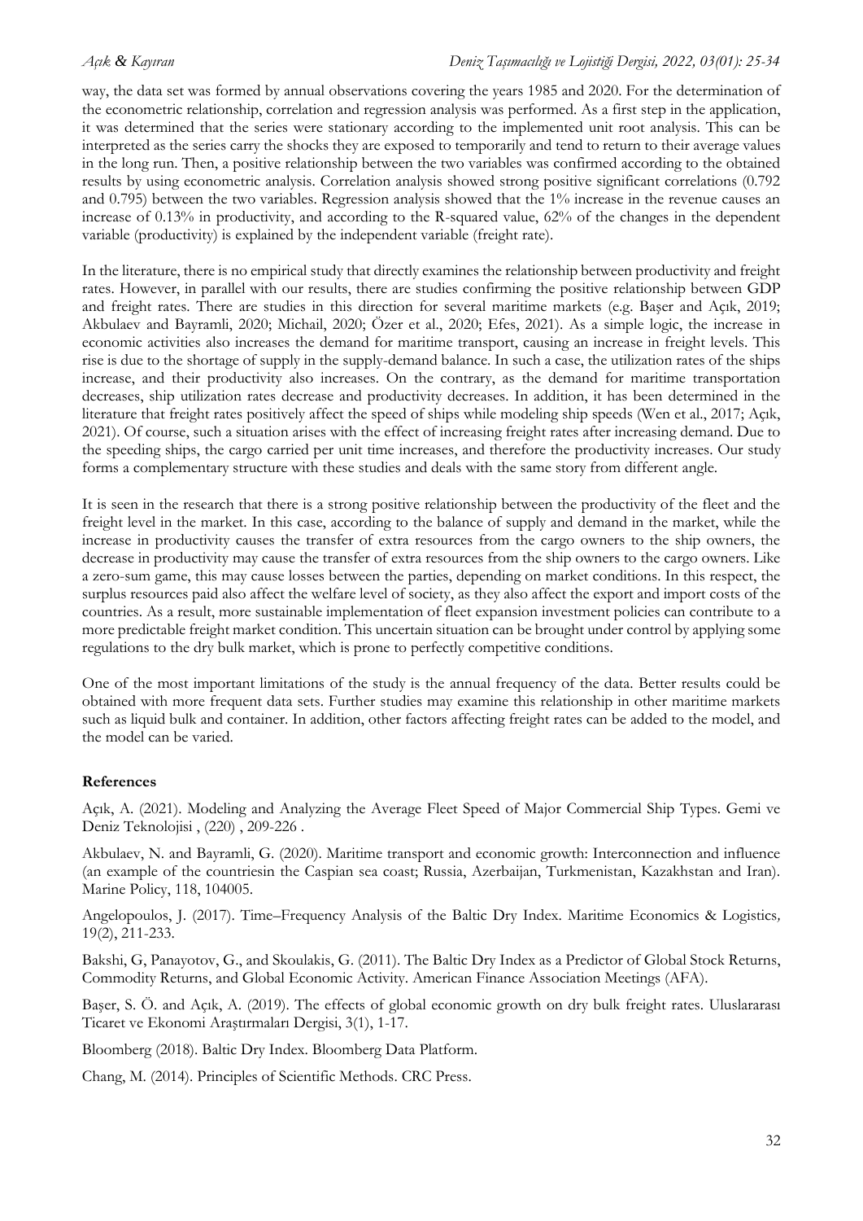way, the data set was formed by annual observations covering the years 1985 and 2020. For the determination of the econometric relationship, correlation and regression analysis was performed. As a first step in the application, it was determined that the series were stationary according to the implemented unit root analysis. This can be interpreted as the series carry the shocks they are exposed to temporarily and tend to return to their average values in the long run. Then, a positive relationship between the two variables was confirmed according to the obtained results by using econometric analysis. Correlation analysis showed strong positive significant correlations (0.792 and 0.795) between the two variables. Regression analysis showed that the 1% increase in the revenue causes an increase of 0.13% in productivity, and according to the R-squared value, 62% of the changes in the dependent variable (productivity) is explained by the independent variable (freight rate).

In the literature, there is no empirical study that directly examines the relationship between productivity and freight rates. However, in parallel with our results, there are studies confirming the positive relationship between GDP and freight rates. There are studies in this direction for several maritime markets (e.g. Başer and Açık, 2019; Akbulaev and Bayramli, 2020; Michail, 2020; Özer et al., 2020; Efes, 2021). As a simple logic, the increase in economic activities also increases the demand for maritime transport, causing an increase in freight levels. This rise is due to the shortage of supply in the supply-demand balance. In such a case, the utilization rates of the ships increase, and their productivity also increases. On the contrary, as the demand for maritime transportation decreases, ship utilization rates decrease and productivity decreases. In addition, it has been determined in the literature that freight rates positively affect the speed of ships while modeling ship speeds (Wen et al., 2017; Açık, 2021). Of course, such a situation arises with the effect of increasing freight rates after increasing demand. Due to the speeding ships, the cargo carried per unit time increases, and therefore the productivity increases. Our study forms a complementary structure with these studies and deals with the same story from different angle.

It is seen in the research that there is a strong positive relationship between the productivity of the fleet and the freight level in the market. In this case, according to the balance of supply and demand in the market, while the increase in productivity causes the transfer of extra resources from the cargo owners to the ship owners, the decrease in productivity may cause the transfer of extra resources from the ship owners to the cargo owners. Like a zero-sum game, this may cause losses between the parties, depending on market conditions. In this respect, the surplus resources paid also affect the welfare level of society, as they also affect the export and import costs of the countries. As a result, more sustainable implementation of fleet expansion investment policies can contribute to a more predictable freight market condition. This uncertain situation can be brought under control by applying some regulations to the dry bulk market, which is prone to perfectly competitive conditions.

One of the most important limitations of the study is the annual frequency of the data. Better results could be obtained with more frequent data sets. Further studies may examine this relationship in other maritime markets such as liquid bulk and container. In addition, other factors affecting freight rates can be added to the model, and the model can be varied.

**References**

Açık, A. (2021). Modeling and Analyzing the Average Fleet Speed of Major Commercial Ship Types. Gemi ve Deniz Teknolojisi , (220) , 209-226 .

Akbulaev, N. and Bayramli, G. (2020). Maritime transport and economic growth: Interconnection and influence (an example of the countriesin the Caspian sea coast; Russia, Azerbaijan, Turkmenistan, Kazakhstan and Iran). Marine Policy, 118, 104005.

Angelopoulos, J. (2017). Time–Frequency Analysis of the Baltic Dry Index. Maritime Economics & Logistics*,* 19(2), 211-233.

Bakshi, G, Panayotov, G., and Skoulakis, G. (2011). The Baltic Dry Index as a Predictor of Global Stock Returns, Commodity Returns, and Global Economic Activity. American Finance Association Meetings (AFA).

Başer, S. Ö. and Açık, A. (2019). The effects of global economic growth on dry bulk freight rates. Uluslararası Ticaret ve Ekonomi Araştırmaları Dergisi, 3(1), 1-17.

Bloomberg (2018). Baltic Dry Index. Bloomberg Data Platform.

Chang, M. (2014). Principles of Scientific Methods. CRC Press.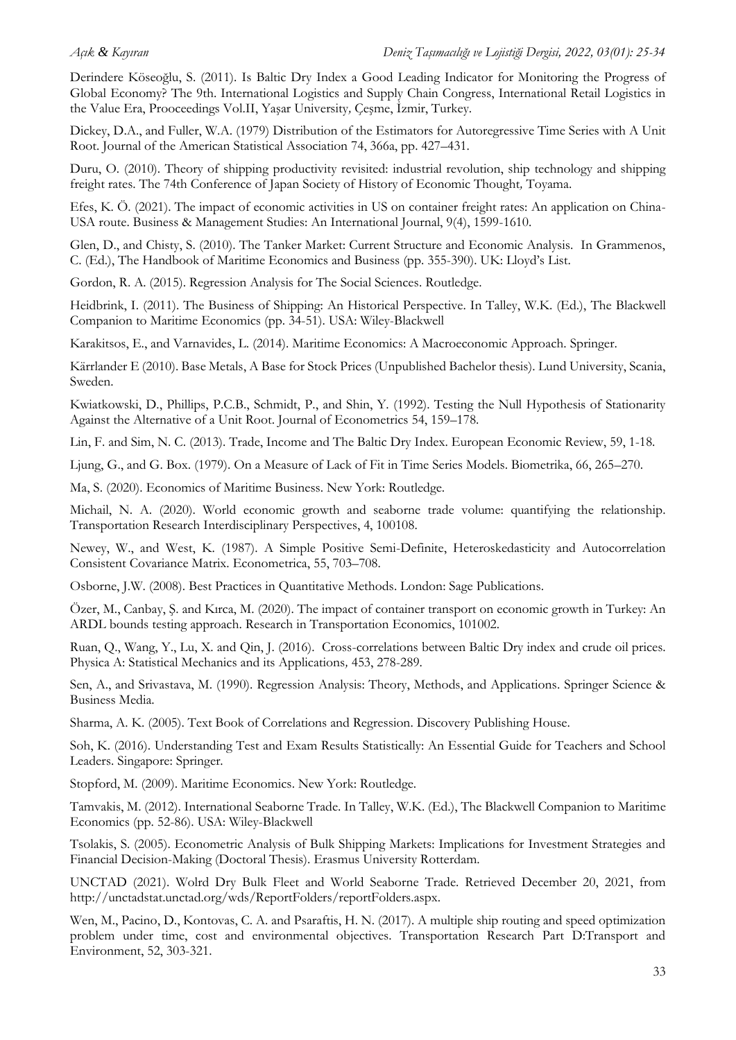Derindere Köseoğlu, S. (2011). Is Baltic Dry Index a Good Leading Indicator for Monitoring the Progress of Global Economy? The 9th. International Logistics and Supply Chain Congress, International Retail Logistics in the Value Era, Prooceedings Vol.II, Yaşar University, Çeşme, İzmir, Turkey.

Dickey, D.A., and Fuller, W.A. (1979) Distribution of the Estimators for Autoregressive Time Series with A Unit Root. Journal of the American Statistical Association 74, 366a, pp. 427–431.

Duru, O. (2010). Theory of shipping productivity revisited: industrial revolution, ship technology and shipping freight rates. The 74th Conference of Japan Society of History of Economic Thought, Toyama.

Efes, K. Ö. (2021). The impact of economic activities in US on container freight rates: An application on China-USA route. Business & Management Studies: An International Journal, 9(4), 1599-1610.

Glen, D., and Chisty, S. (2010). The Tanker Market: Current Structure and Economic Analysis. In Grammenos, C. (Ed.), The Handbook of Maritime Economics and Business (pp. 355-390). UK: Lloyd's List.

Gordon, R. A. (2015). Regression Analysis for The Social Sciences. Routledge.

Heidbrink, I. (2011). The Business of Shipping: An Historical Perspective. In Talley, W.K. (Ed.), The Blackwell Companion to Maritime Economics (pp. 34-51). USA: Wiley-Blackwell

Karakitsos, E., and Varnavides, L. (2014). Maritime Economics: A Macroeconomic Approach. Springer.

Kärrlander E (2010). Base Metals, A Base for Stock Prices (Unpublished Bachelor thesis). Lund University, Scania, Sweden.

Kwiatkowski, D., Phillips, P.C.B., Schmidt, P., and Shin, Y. (1992). Testing the Null Hypothesis of Stationarity Against the Alternative of a Unit Root. Journal of Econometrics 54, 159–178.

Lin, F. and Sim, N. C. (2013). Trade, Income and The Baltic Dry Index. European Economic Review, 59, 1-18.

Ljung, G., and G. Box. (1979). On a Measure of Lack of Fit in Time Series Models. Biometrika, 66, 265–270.

Ma, S. (2020). Economics of Maritime Business. New York: Routledge.

Michail, N. A. (2020). World economic growth and seaborne trade volume: quantifying the relationship. Transportation Research Interdisciplinary Perspectives, 4, 100108.

Newey, W., and West, K. (1987). A Simple Positive Semi-Definite, Heteroskedasticity and Autocorrelation Consistent Covariance Matrix. Econometrica, 55, 703–708.

Osborne, J.W. (2008). Best Practices in Quantitative Methods. London: Sage Publications.

Özer, M., Canbay, Ş. and Kırca, M. (2020). The impact of container transport on economic growth in Turkey: An ARDL bounds testing approach. Research in Transportation Economics, 101002.

Ruan, Q., Wang, Y., Lu, X. and Qin, J. (2016). Cross-correlations between Baltic Dry index and crude oil prices. Physica A: Statistical Mechanics and its Applications, 453, 278-289.

Sen, A., and Srivastava, M. (1990). Regression Analysis: Theory, Methods, and Applications. Springer Science & Business Media.

Sharma, A. K. (2005). Text Book of Correlations and Regression. Discovery Publishing House.

Soh, K. (2016). Understanding Test and Exam Results Statistically: An Essential Guide for Teachers and School Leaders. Singapore: Springer.

Stopford, M. (2009). Maritime Economics. New York: Routledge.

Tamvakis, M. (2012). International Seaborne Trade. In Talley, W.K. (Ed.), The Blackwell Companion to Maritime Economics (pp. 52-86). USA: Wiley-Blackwell

Tsolakis, S. (2005). Econometric Analysis of Bulk Shipping Markets: Implications for Investment Strategies and Financial Decision-Making (Doctoral Thesis). Erasmus University Rotterdam.

UNCTAD (2021). Wolrd Dry Bulk Fleet and World Seaborne Trade. Retrieved December 20, 2021, from http://unctadstat.unctad.org/wds/ReportFolders/reportFolders.aspx.

Wen, M., Pacino, D., Kontovas, C. A. and Psaraftis, H. N. (2017). A multiple ship routing and speed optimization problem under time, cost and environmental objectives. Transportation Research Part D:Transport and Environment, 52, 303-321.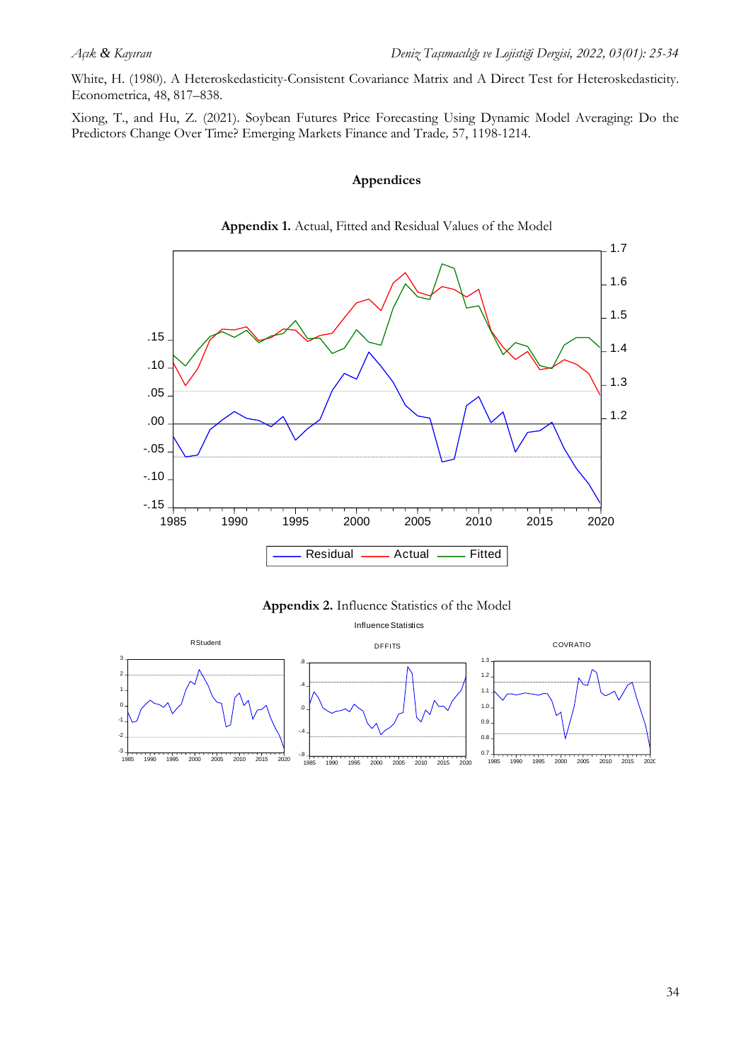White, H. (1980). A Heteroskedasticity-Consistent Covariance Matrix and A Direct Test for Heteroskedasticity. Econometrica, 48, 817–838.

Xiong, T., and Hu, Z. (2021). Soybean Futures Price Forecasting Using Dynamic Model Averaging: Do the Predictors Change Over Time? Emerging Markets Finance and Trade, 57, 1198-1214.

## Appendices

**Appendix 1.** Actual, Fitted and Residual Values of the Model

1.7
1.6
1.5
1.4
1.3
1.2
.15
.10
.05
.00
-.05
-.10
-.15
1985 1990 1995 2000 2005 2010 2015 2020
Residual Actual Fitted

**Appendix 2.** Influence Statistics of the Model

Influence Statistics

RStudent
3
2
1
0
-1
-2
-3
1985 1990 1995 2000 2005 2010 2015 2020

DFFITS
.8
.4
.0
-.4
-.8
1985 1990 1995 2000 2005 2010 2015 2020

COVRATIO
1.3
1.2
1.1
1.0
0.9
0.8
0.7
1985 1990 1995 2000 2005 2010 2015 2020